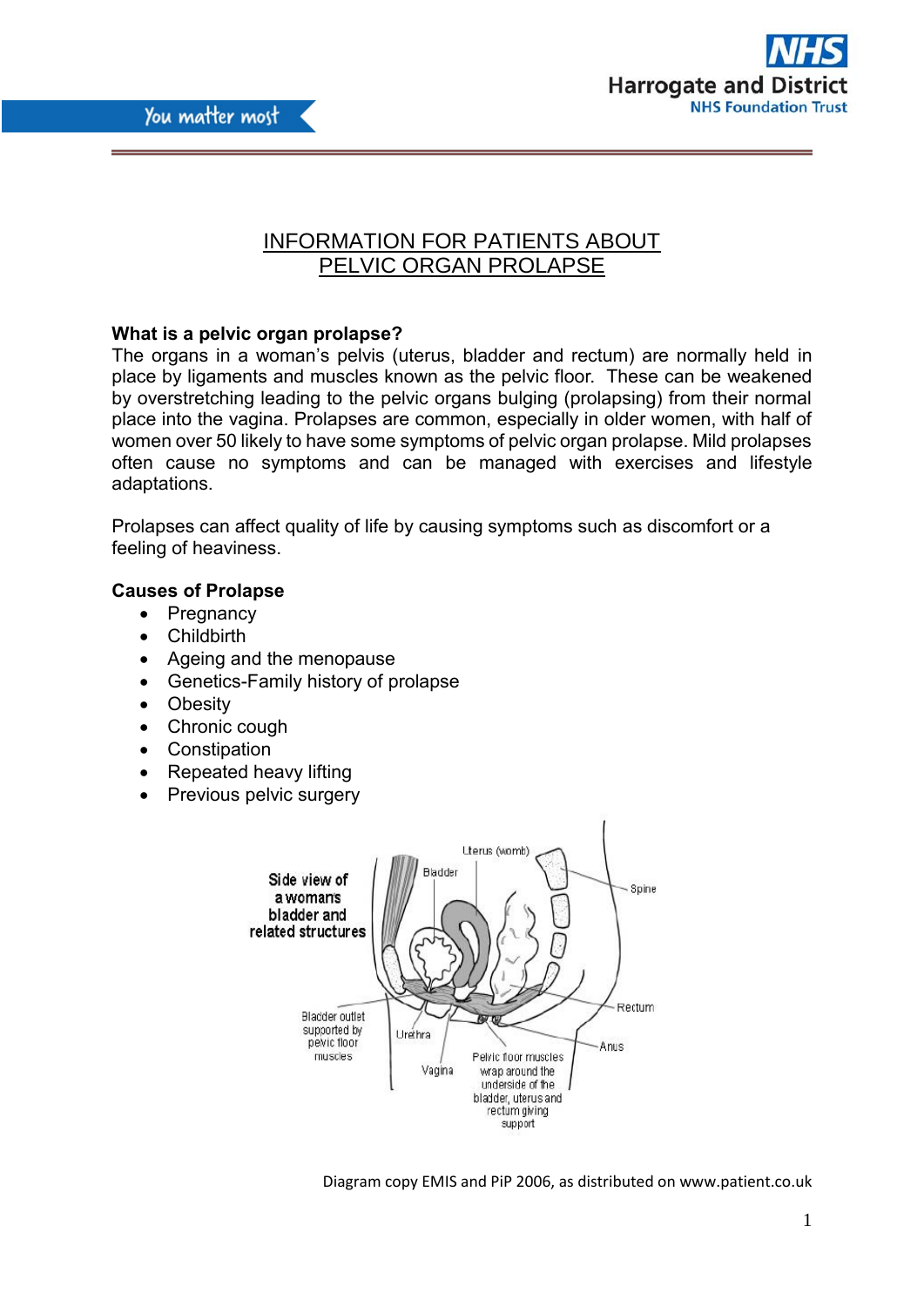# INFORMATION FOR PATIENTS ABOUT PELVIC ORGAN PROLAPSE

**What is a pelvic organ prolapse?**

The organs in a woman's pelvis (uterus, bladder and rectum) are normally held in place by ligaments and muscles known as the pelvic floor. These can be weakened by overstretching leading to the pelvic organs bulging (prolapsing) from their normal place into the vagina. Prolapses are common, especially in older women, with half of women over 50 likely to have some symptoms of pelvic organ prolapse. Mild prolapses often cause no symptoms and can be managed with exercises and lifestyle adaptations.

Prolapses can affect quality of life by causing symptoms such as discomfort or a feeling of heaviness.

**Causes of Prolapse**

- Pregnancy
- Childbirth
- Ageing and the menopause
- Genetics-Family history of prolapse
- Obesity
- Chronic cough
- Constipation
- Repeated heavy lifting
- Previous pelvic surgery

Diagram copy EMIS and PiP 2006, as distributed on www.patient.co.uk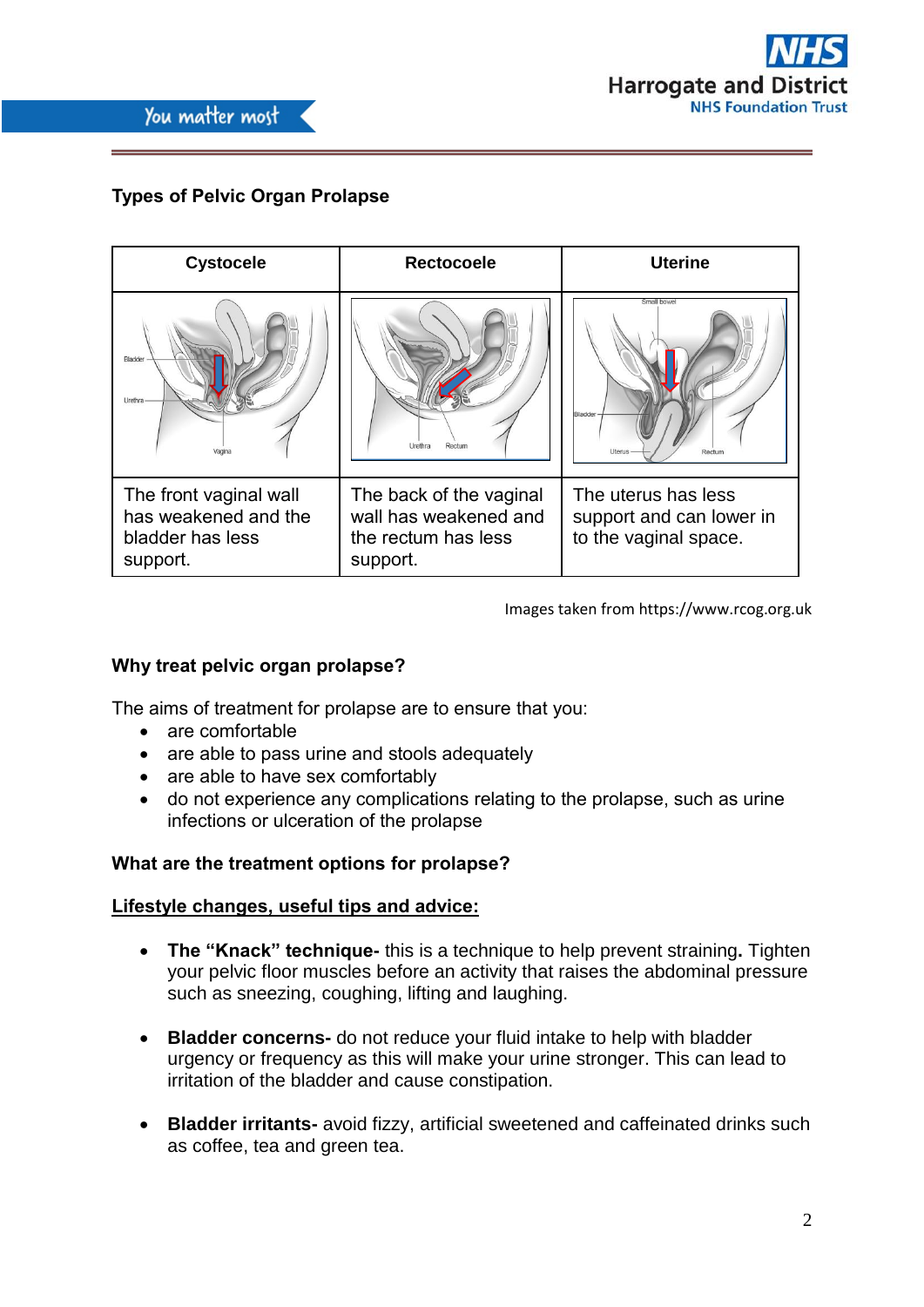## Types of Pelvic Organ Prolapse

| Cystocele | Rectocoele | Uterine |
|---|---|---|
| | | |
| The front vaginal wall has weakened and the bladder has less support. | The back of the vaginal wall has weakened and the rectum has less support. | The uterus has less support and can lower in to the vaginal space. |

Images taken from https://www.rcog.org.uk

### Why treat pelvic organ prolapse?

The aims of treatment for prolapse are to ensure that you:

- are comfortable
- are able to pass urine and stools adequately
- are able to have sex comfortably
- do not experience any complications relating to the prolapse, such as urine infections or ulceration of the prolapse

### What are the treatment options for prolapse?

<u>**Lifestyle changes, useful tips and advice:**</u>

- **The "Knack" technique-** this is a technique to help prevent straining**.** Tighten your pelvic floor muscles before an activity that raises the abdominal pressure such as sneezing, coughing, lifting and laughing.

- **Bladder concerns-** do not reduce your fluid intake to help with bladder urgency or frequency as this will make your urine stronger. This can lead to irritation of the bladder and cause constipation.

- **Bladder irritants-** avoid fizzy, artificial sweetened and caffeinated drinks such as coffee, tea and green tea.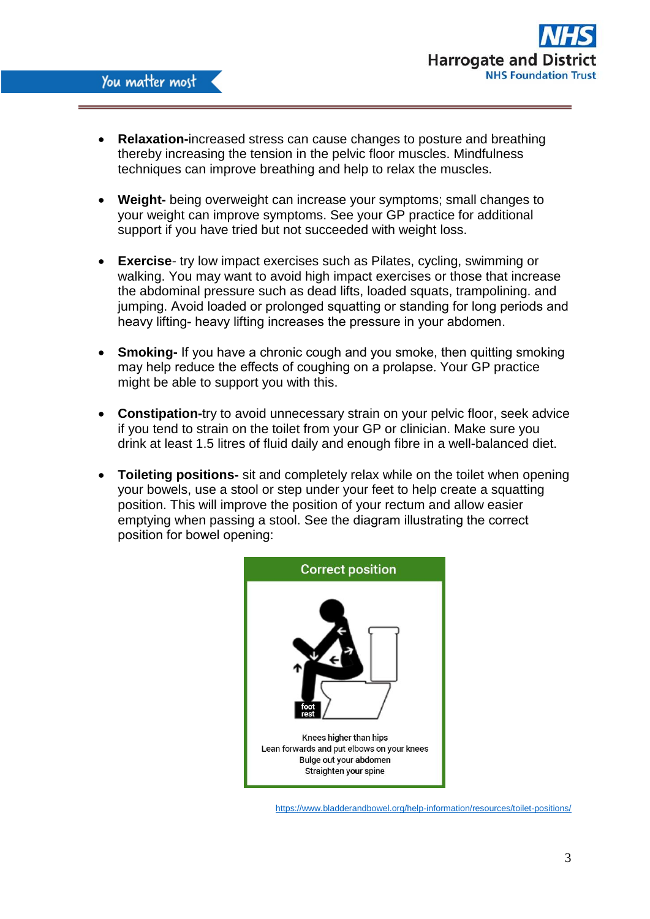- **Relaxation-**increased stress can cause changes to posture and breathing thereby increasing the tension in the pelvic floor muscles. Mindfulness techniques can improve breathing and help to relax the muscles.

- **Weight-** being overweight can increase your symptoms; small changes to your weight can improve symptoms. See your GP practice for additional support if you have tried but not succeeded with weight loss.

- **Exercise**- try low impact exercises such as Pilates, cycling, swimming or walking. You may want to avoid high impact exercises or those that increase the abdominal pressure such as dead lifts, loaded squats, trampolining. and jumping. Avoid loaded or prolonged squatting or standing for long periods and heavy lifting- heavy lifting increases the pressure in your abdomen.

- **Smoking-** If you have a chronic cough and you smoke, then quitting smoking may help reduce the effects of coughing on a prolapse. Your GP practice might be able to support you with this.

- **Constipation-**try to avoid unnecessary strain on your pelvic floor, seek advice if you tend to strain on the toilet from your GP or clinician. Make sure you drink at least 1.5 litres of fluid daily and enough fibre in a well-balanced diet.

- **Toileting positions-** sit and completely relax while on the toilet when opening your bowels, use a stool or step under your feet to help create a squatting position. This will improve the position of your rectum and allow easier emptying when passing a stool. See the diagram illustrating the correct position for bowel opening:

**Correct position**

foot rest

Knees higher than hips
Lean forwards and put elbows on your knees
Bulge out your abdomen
Straighten your spine

https://www.bladderandbowel.org/help-information/resources/toilet-positions/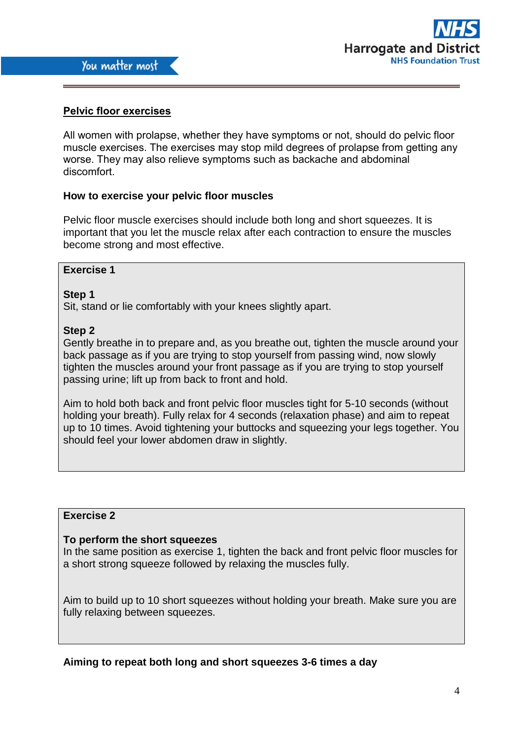## Pelvic floor exercises

All women with prolapse, whether they have symptoms or not, should do pelvic floor muscle exercises. The exercises may stop mild degrees of prolapse from getting any worse. They may also relieve symptoms such as backache and abdominal discomfort.

### How to exercise your pelvic floor muscles

Pelvic floor muscle exercises should include both long and short squeezes. It is important that you let the muscle relax after each contraction to ensure the muscles become strong and most effective.

**Exercise 1**

**Step 1**
Sit, stand or lie comfortably with your knees slightly apart.

**Step 2**
Gently breathe in to prepare and, as you breathe out, tighten the muscle around your back passage as if you are trying to stop yourself from passing wind, now slowly tighten the muscles around your front passage as if you are trying to stop yourself passing urine; lift up from back to front and hold.

Aim to hold both back and front pelvic floor muscles tight for 5-10 seconds (without holding your breath). Fully relax for 4 seconds (relaxation phase) and aim to repeat up to 10 times. Avoid tightening your buttocks and squeezing your legs together. You should feel your lower abdomen draw in slightly.

**Exercise 2**

**To perform the short squeezes**
In the same position as exercise 1, tighten the back and front pelvic floor muscles for a short strong squeeze followed by relaxing the muscles fully.

Aim to build up to 10 short squeezes without holding your breath. Make sure you are fully relaxing between squeezes.

**Aiming to repeat both long and short squeezes 3-6 times a day**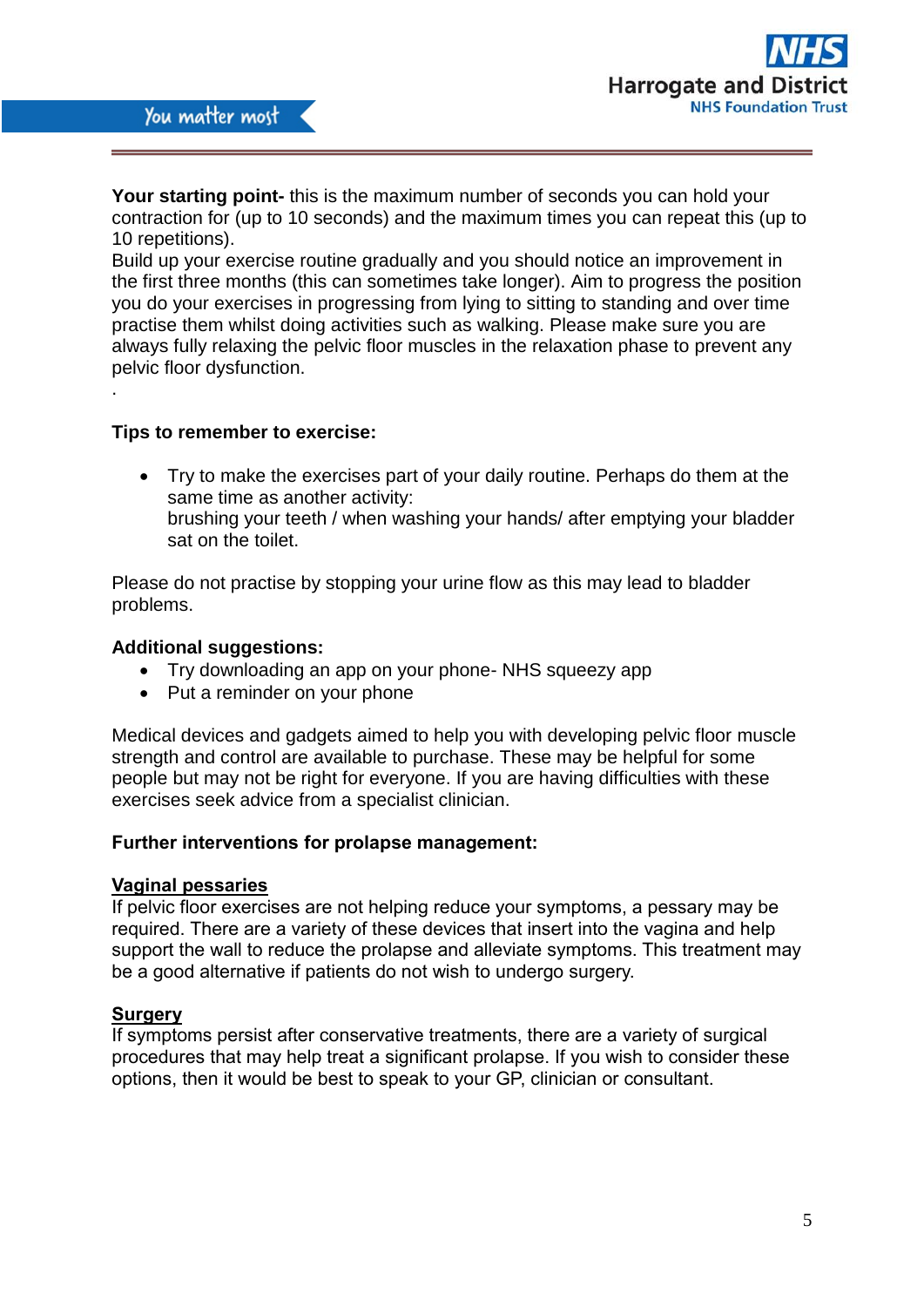**Your starting point-** this is the maximum number of seconds you can hold your contraction for (up to 10 seconds) and the maximum times you can repeat this (up to 10 repetitions).
Build up your exercise routine gradually and you should notice an improvement in the first three months (this can sometimes take longer). Aim to progress the position you do your exercises in progressing from lying to sitting to standing and over time practise them whilst doing activities such as walking. Please make sure you are always fully relaxing the pelvic floor muscles in the relaxation phase to prevent any pelvic floor dysfunction.
.

**Tips to remember to exercise:**

- Try to make the exercises part of your daily routine. Perhaps do them at the same time as another activity:
  brushing your teeth / when washing your hands/ after emptying your bladder sat on the toilet.

Please do not practise by stopping your urine flow as this may lead to bladder problems.

**Additional suggestions:**

- Try downloading an app on your phone- NHS squeezy app
- Put a reminder on your phone

Medical devices and gadgets aimed to help you with developing pelvic floor muscle strength and control are available to purchase. These may be helpful for some people but may not be right for everyone. If you are having difficulties with these exercises seek advice from a specialist clinician.

**Further interventions for prolapse management:**

**Vaginal pessaries**
If pelvic floor exercises are not helping reduce your symptoms, a pessary may be required. There are a variety of these devices that insert into the vagina and help support the wall to reduce the prolapse and alleviate symptoms. This treatment may be a good alternative if patients do not wish to undergo surgery.

**Surgery**
If symptoms persist after conservative treatments, there are a variety of surgical procedures that may help treat a significant prolapse. If you wish to consider these options, then it would be best to speak to your GP, clinician or consultant.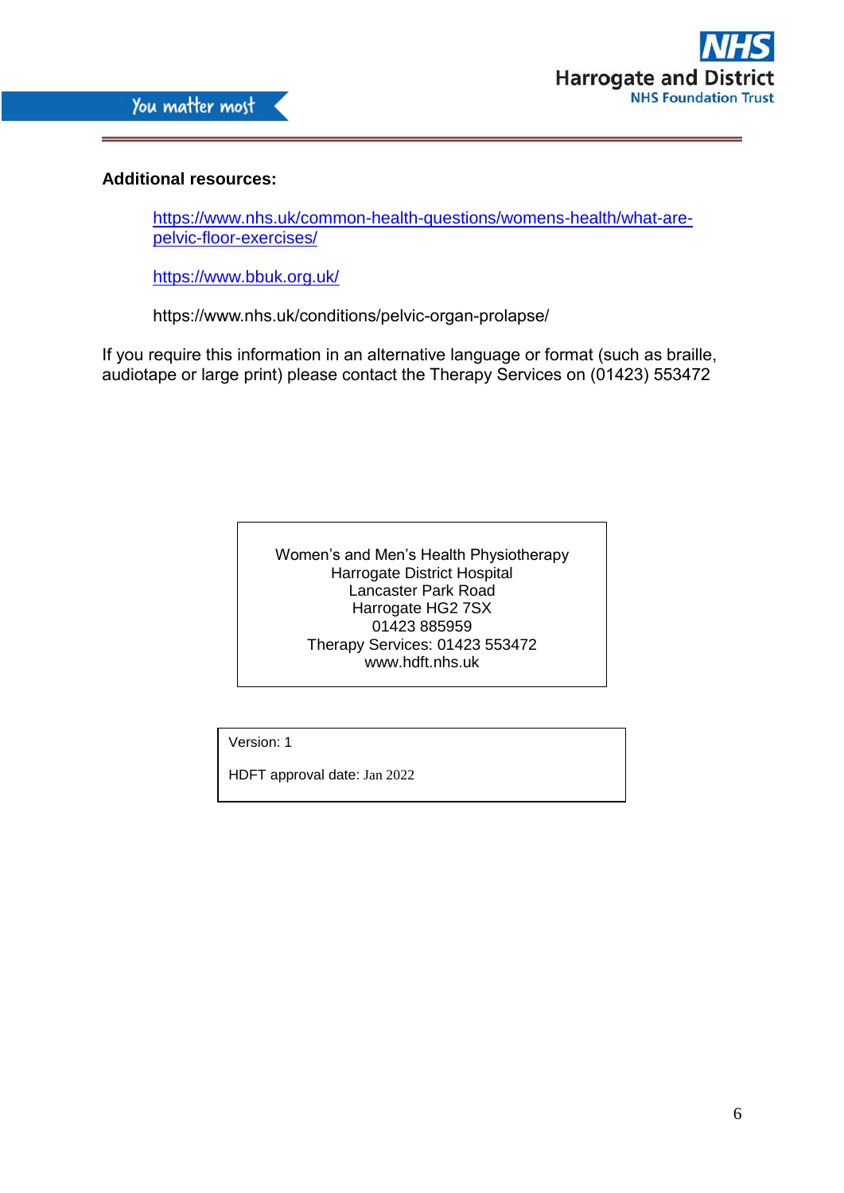**Additional resources:**

https://www.nhs.uk/common-health-questions/womens-health/what-are-pelvic-floor-exercises/

https://www.bbuk.org.uk/

https://www.nhs.uk/conditions/pelvic-organ-prolapse/

If you require this information in an alternative language or format (such as braille, audiotape or large print) please contact the Therapy Services on (01423) 553472

Women's and Men's Health Physiotherapy
Harrogate District Hospital
Lancaster Park Road
Harrogate HG2 7SX
01423 885959
Therapy Services: 01423 553472
www.hdft.nhs.uk

Version: 1

HDFT approval date: Jan 2022